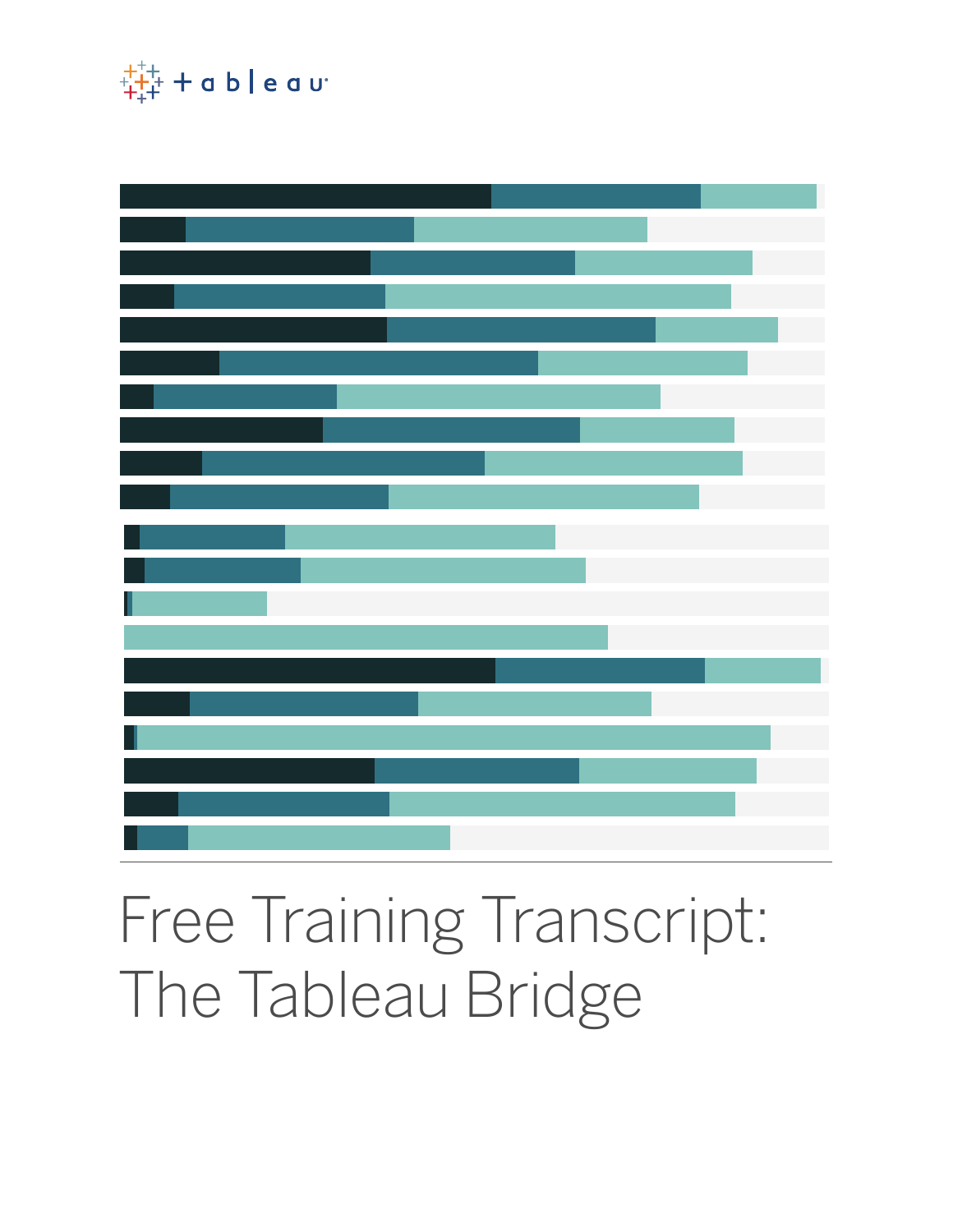# Free Training Transcript: The Tableau Bridge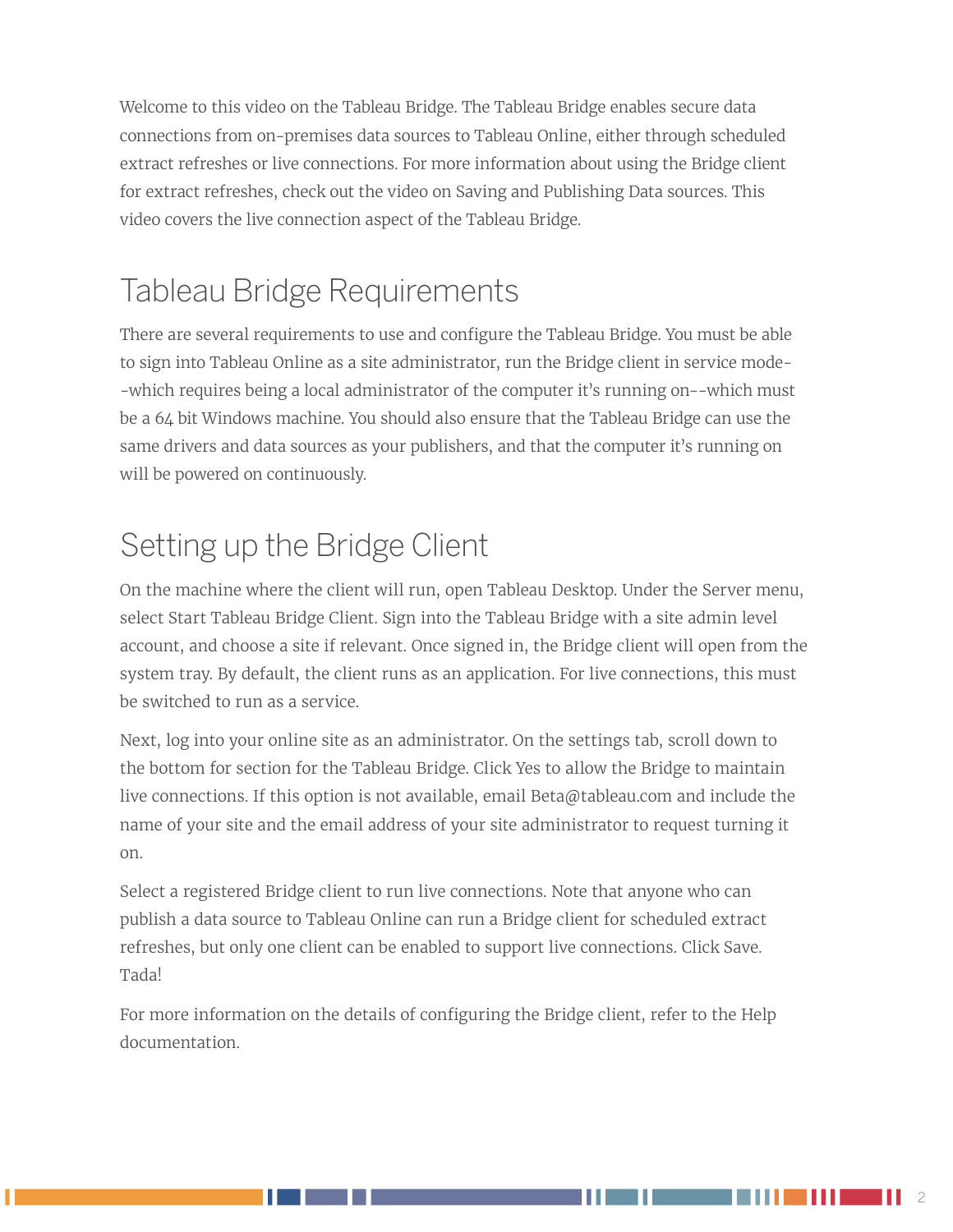Welcome to this video on the Tableau Bridge. The Tableau Bridge enables secure data connections from on-premises data sources to Tableau Online, either through scheduled extract refreshes or live connections. For more information about using the Bridge client for extract refreshes, check out the video on Saving and Publishing Data sources. This video covers the live connection aspect of the Tableau Bridge.

## Tableau Bridge Requirements

There are several requirements to use and configure the Tableau Bridge. You must be able to sign into Tableau Online as a site administrator, run the Bridge client in service mode--which requires being a local administrator of the computer it's running on--which must be a 64 bit Windows machine. You should also ensure that the Tableau Bridge can use the same drivers and data sources as your publishers, and that the computer it's running on will be powered on continuously.

## Setting up the Bridge Client

On the machine where the client will run, open Tableau Desktop. Under the Server menu, select Start Tableau Bridge Client. Sign into the Tableau Bridge with a site admin level account, and choose a site if relevant. Once signed in, the Bridge client will open from the system tray. By default, the client runs as an application. For live connections, this must be switched to run as a service.

Next, log into your online site as an administrator. On the settings tab, scroll down to the bottom for section for the Tableau Bridge. Click Yes to allow the Bridge to maintain live connections. If this option is not available, email Beta@tableau.com and include the name of your site and the email address of your site administrator to request turning it on.

Select a registered Bridge client to run live connections. Note that anyone who can publish a data source to Tableau Online can run a Bridge client for scheduled extract refreshes, but only one client can be enabled to support live connections. Click Save. Tada!

For more information on the details of configuring the Bridge client, refer to the Help documentation.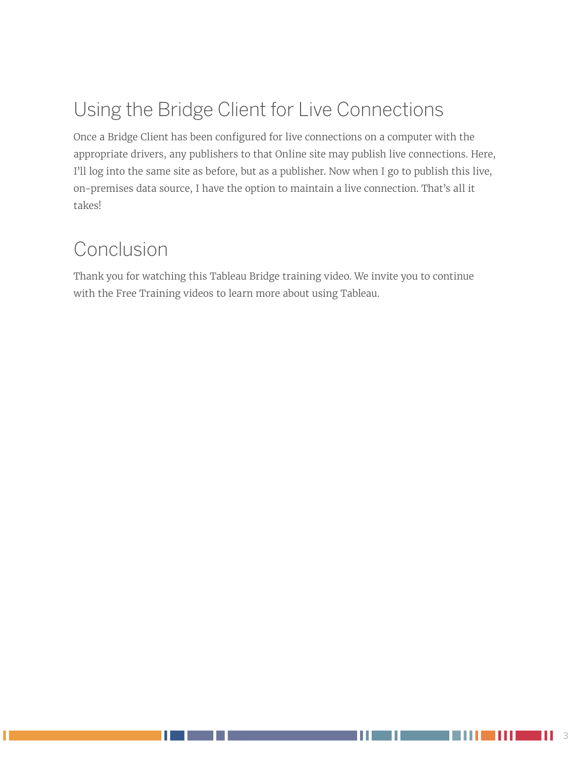## Using the Bridge Client for Live Connections

Once a Bridge Client has been configured for live connections on a computer with the appropriate drivers, any publishers to that Online site may publish live connections. Here, I'll log into the same site as before, but as a publisher. Now when I go to publish this live, on-premises data source, I have the option to maintain a live connection. That's all it takes!

## Conclusion

Thank you for watching this Tableau Bridge training video. We invite you to continue with the Free Training videos to learn more about using Tableau.